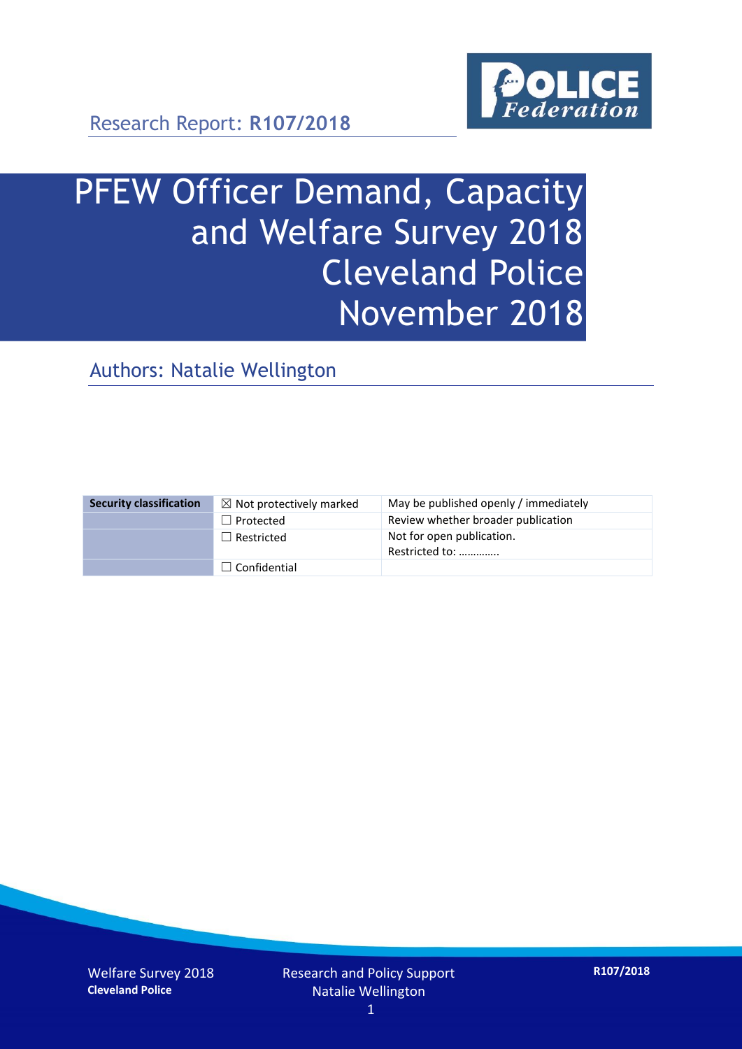Research Report: **R107/2018**

# PFEW Officer Demand, Capacity and Welfare Survey 2018 Cleveland Police November 2018

## Authors: Natalie Wellington

| Security classification | ☒ Not protectively marked | May be published openly / immediately |
|---|---|---|
| | ☐ Protected | Review whether broader publication |
| | ☐ Restricted | Not for open publication. Restricted to: ………….. |
| | ☐ Confidential | |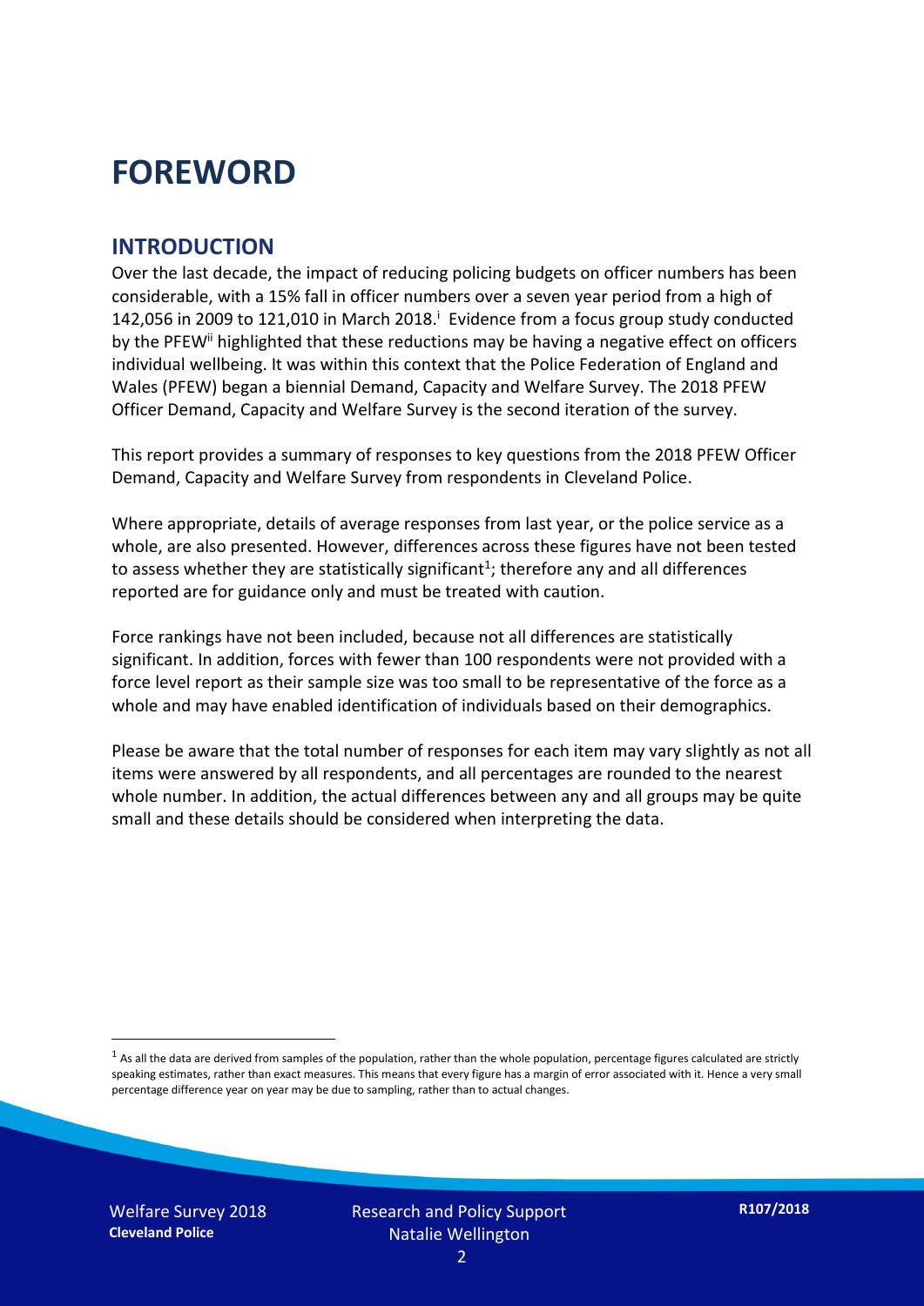# FOREWORD

## INTRODUCTION

Over the last decade, the impact of reducing policing budgets on officer numbers has been considerable, with a 15% fall in officer numbers over a seven year period from a high of 142,056 in 2009 to 121,010 in March 2018.[i] Evidence from a focus group study conducted by the PFEW[ii] highlighted that these reductions may be having a negative effect on officers individual wellbeing. It was within this context that the Police Federation of England and Wales (PFEW) began a biennial Demand, Capacity and Welfare Survey. The 2018 PFEW Officer Demand, Capacity and Welfare Survey is the second iteration of the survey.

This report provides a summary of responses to key questions from the 2018 PFEW Officer Demand, Capacity and Welfare Survey from respondents in Cleveland Police.

Where appropriate, details of average responses from last year, or the police service as a whole, are also presented. However, differences across these figures have not been tested to assess whether they are statistically significant[1]; therefore any and all differences reported are for guidance only and must be treated with caution.

Force rankings have not been included, because not all differences are statistically significant. In addition, forces with fewer than 100 respondents were not provided with a force level report as their sample size was too small to be representative of the force as a whole and may have enabled identification of individuals based on their demographics.

Please be aware that the total number of responses for each item may vary slightly as not all items were answered by all respondents, and all percentages are rounded to the nearest whole number. In addition, the actual differences between any and all groups may be quite small and these details should be considered when interpreting the data.

[1] As all the data are derived from samples of the population, rather than the whole population, percentage figures calculated are strictly speaking estimates, rather than exact measures. This means that every figure has a margin of error associated with it. Hence a very small percentage difference year on year may be due to sampling, rather than to actual changes.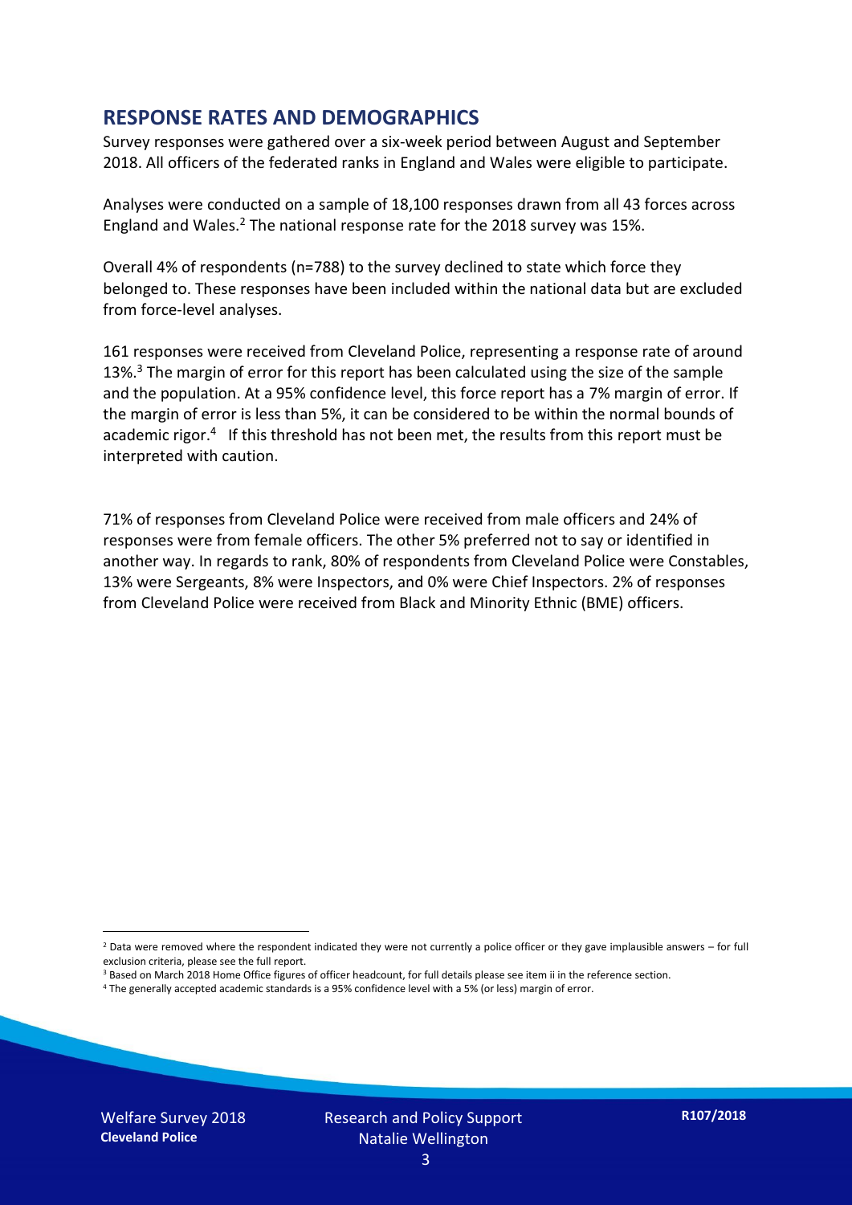## RESPONSE RATES AND DEMOGRAPHICS

Survey responses were gathered over a six-week period between August and September 2018. All officers of the federated ranks in England and Wales were eligible to participate.

Analyses were conducted on a sample of 18,100 responses drawn from all 43 forces across England and Wales.[2] The national response rate for the 2018 survey was 15%.

Overall 4% of respondents (n=788) to the survey declined to state which force they belonged to. These responses have been included within the national data but are excluded from force-level analyses.

161 responses were received from Cleveland Police, representing a response rate of around 13%.[3] The margin of error for this report has been calculated using the size of the sample and the population. At a 95% confidence level, this force report has a 7% margin of error. If the margin of error is less than 5%, it can be considered to be within the normal bounds of academic rigor.[4] If this threshold has not been met, the results from this report must be interpreted with caution.

71% of responses from Cleveland Police were received from male officers and 24% of responses were from female officers. The other 5% preferred not to say or identified in another way. In regards to rank, 80% of respondents from Cleveland Police were Constables, 13% were Sergeants, 8% were Inspectors, and 0% were Chief Inspectors. 2% of responses from Cleveland Police were received from Black and Minority Ethnic (BME) officers.

---

[2] Data were removed where the respondent indicated they were not currently a police officer or they gave implausible answers – for full exclusion criteria, please see the full report.

[3] Based on March 2018 Home Office figures of officer headcount, for full details please see item ii in the reference section.

[4] The generally accepted academic standards is a 95% confidence level with a 5% (or less) margin of error.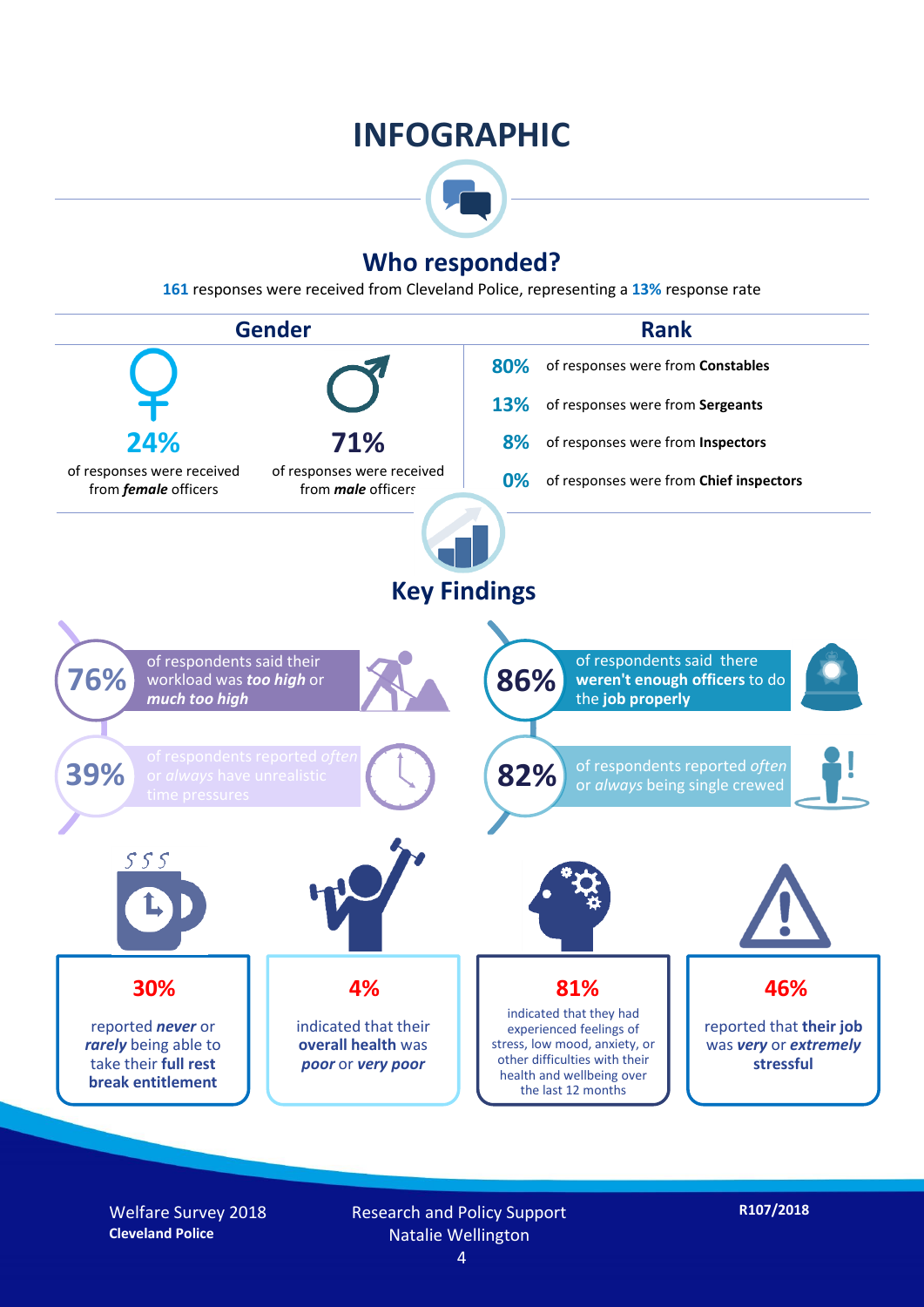# INFOGRAPHIC

## Who responded?

**161** responses were received from Cleveland Police, representing a **13%** response rate

### Gender

**24%**
of responses were received from ***female*** officers

**71%**
of responses were received from ***male*** officers

### Rank

**80%** of responses were from **Constables**

**13%** of responses were from **Sergeants**

**8%** of responses were from **Inspectors**

**0%** of responses were from **Chief inspectors**

## Key Findings

**76%** of respondents said their workload was ***too high*** or ***much too high***

**86%** of respondents said there **weren't enough officers** to do the **job properly**

**39%** of respondents reported *often* or *always* have unrealistic time pressures

**82%** of respondents reported *often* or *always* being single crewed

**30%**
reported ***never*** or ***rarely*** being able to take their **full rest break entitlement**

**4%**
indicated that their **overall health** was ***poor*** or ***very poor***

**81%**
indicated that they had experienced feelings of stress, low mood, anxiety, or other difficulties with their health and wellbeing over the last 12 months

**46%**
reported that **their job** was ***very*** or ***extremely*** **stressful**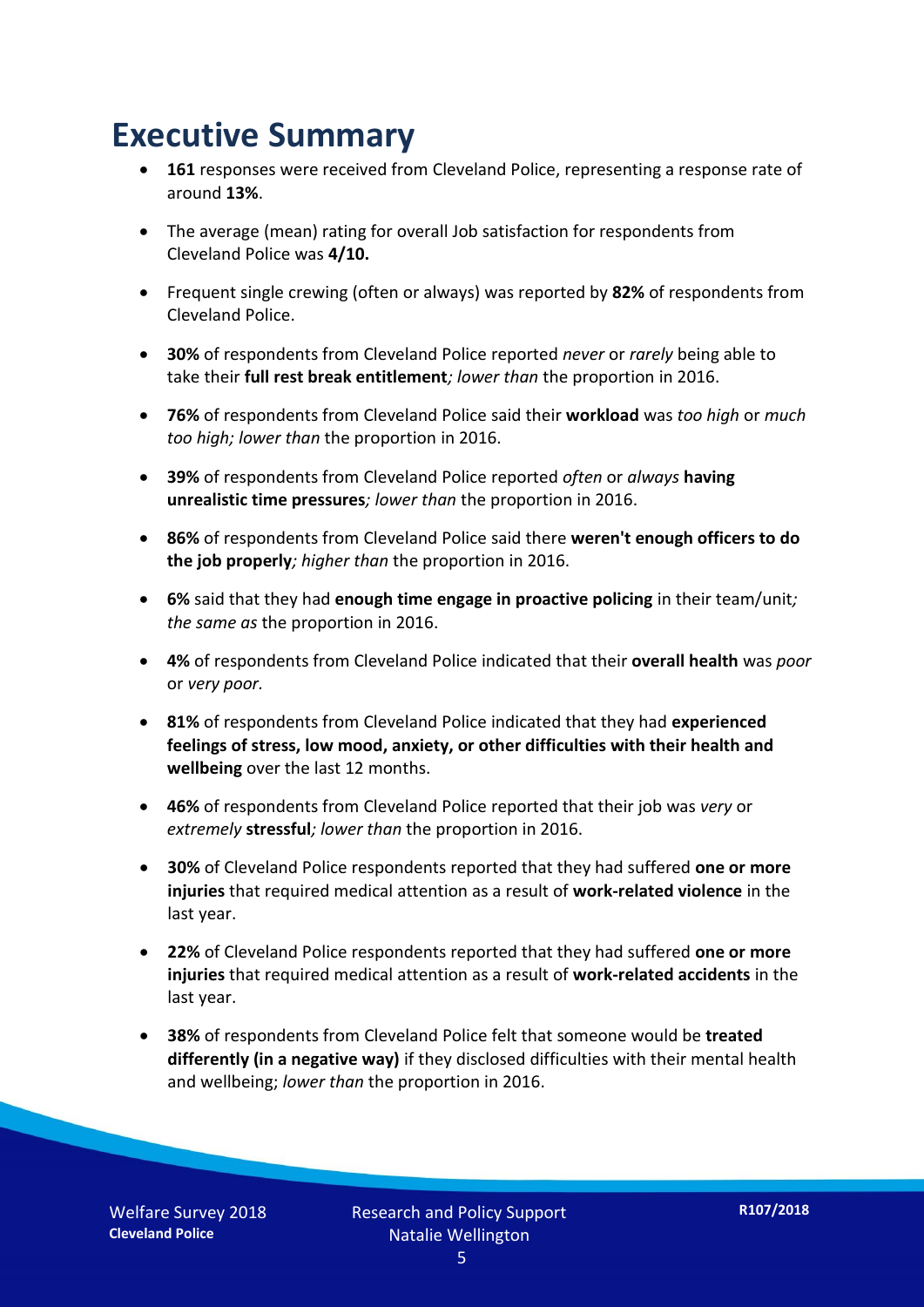# Executive Summary

- **161** responses were received from Cleveland Police, representing a response rate of around **13%**.
- The average (mean) rating for overall Job satisfaction for respondents from Cleveland Police was **4/10.**
- Frequent single crewing (often or always) was reported by **82%** of respondents from Cleveland Police.
- **30%** of respondents from Cleveland Police reported *never* or *rarely* being able to take their **full rest break entitlement***; lower than* the proportion in 2016.
- **76%** of respondents from Cleveland Police said their **workload** was *too high* or *much too high; lower than* the proportion in 2016.
- **39%** of respondents from Cleveland Police reported *often* or *always* **having unrealistic time pressures***; lower than* the proportion in 2016.
- **86%** of respondents from Cleveland Police said there **weren't enough officers to do the job properly***; higher than* the proportion in 2016.
- **6%** said that they had **enough time engage in proactive policing** in their team/unit*; the same as* the proportion in 2016.
- **4%** of respondents from Cleveland Police indicated that their **overall health** was *poor* or *very poor.*
- **81%** of respondents from Cleveland Police indicated that they had **experienced feelings of stress, low mood, anxiety, or other difficulties with their health and wellbeing** over the last 12 months.
- **46%** of respondents from Cleveland Police reported that their job was *very* or *extremely* **stressful***; lower than* the proportion in 2016.
- **30%** of Cleveland Police respondents reported that they had suffered **one or more injuries** that required medical attention as a result of **work-related violence** in the last year.
- **22%** of Cleveland Police respondents reported that they had suffered **one or more injuries** that required medical attention as a result of **work-related accidents** in the last year.
- **38%** of respondents from Cleveland Police felt that someone would be **treated differently (in a negative way)** if they disclosed difficulties with their mental health and wellbeing; *lower than* the proportion in 2016.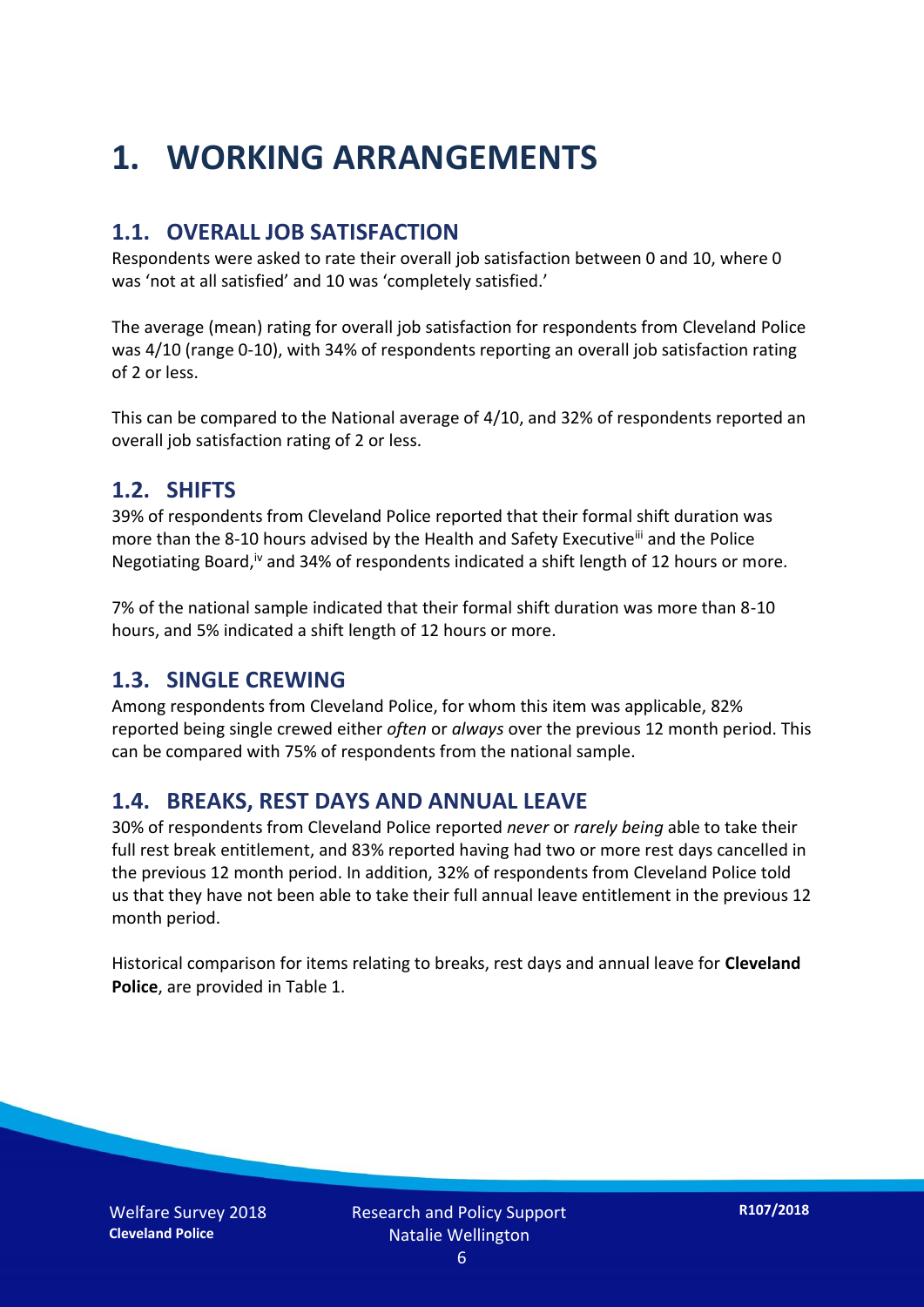# 1. WORKING ARRANGEMENTS

## 1.1. OVERALL JOB SATISFACTION

Respondents were asked to rate their overall job satisfaction between 0 and 10, where 0 was 'not at all satisfied' and 10 was 'completely satisfied.'

The average (mean) rating for overall job satisfaction for respondents from Cleveland Police was 4/10 (range 0-10), with 34% of respondents reporting an overall job satisfaction rating of 2 or less.

This can be compared to the National average of 4/10, and 32% of respondents reported an overall job satisfaction rating of 2 or less.

## 1.2. SHIFTS

39% of respondents from Cleveland Police reported that their formal shift duration was more than the 8-10 hours advised by the Health and Safety Executive[iii] and the Police Negotiating Board,[iv] and 34% of respondents indicated a shift length of 12 hours or more.

7% of the national sample indicated that their formal shift duration was more than 8-10 hours, and 5% indicated a shift length of 12 hours or more.

## 1.3. SINGLE CREWING

Among respondents from Cleveland Police, for whom this item was applicable, 82% reported being single crewed either *often* or *always* over the previous 12 month period. This can be compared with 75% of respondents from the national sample.

## 1.4. BREAKS, REST DAYS AND ANNUAL LEAVE

30% of respondents from Cleveland Police reported *never* or *rarely being* able to take their full rest break entitlement, and 83% reported having had two or more rest days cancelled in the previous 12 month period. In addition, 32% of respondents from Cleveland Police told us that they have not been able to take their full annual leave entitlement in the previous 12 month period.

Historical comparison for items relating to breaks, rest days and annual leave for **Cleveland Police**, are provided in Table 1.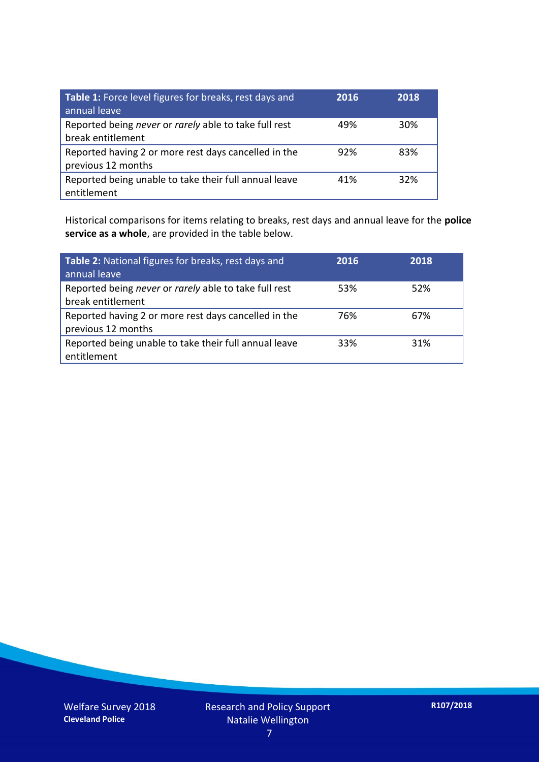| **Table 1:** Force level figures for breaks, rest days and annual leave | **2016** | **2018** |
|---|---|---|
| Reported being *never* or *rarely* able to take full rest break entitlement | 49% | 30% |
| Reported having 2 or more rest days cancelled in the previous 12 months | 92% | 83% |
| Reported being unable to take their full annual leave entitlement | 41% | 32% |

Historical comparisons for items relating to breaks, rest days and annual leave for the **police service as a whole**, are provided in the table below.

| **Table 2:** National figures for breaks, rest days and annual leave | **2016** | **2018** |
|---|---|---|
| Reported being *never* or *rarely* able to take full rest break entitlement | 53% | 52% |
| Reported having 2 or more rest days cancelled in the previous 12 months | 76% | 67% |
| Reported being unable to take their full annual leave entitlement | 33% | 31% |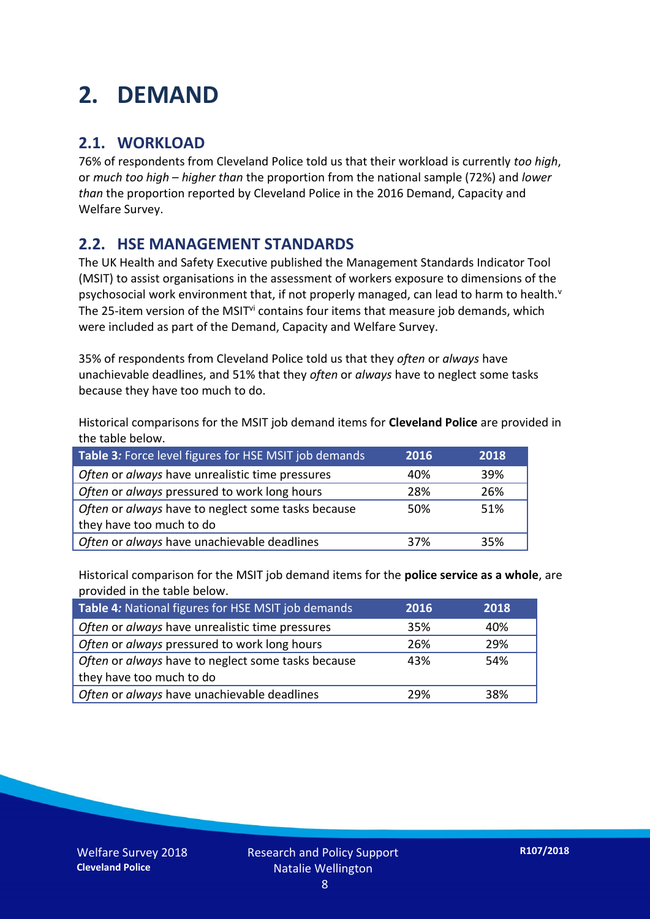# 2. DEMAND

## 2.1. WORKLOAD

76% of respondents from Cleveland Police told us that their workload is currently *too high*, or *much too high* – *higher than* the proportion from the national sample (72%) and *lower than* the proportion reported by Cleveland Police in the 2016 Demand, Capacity and Welfare Survey.

## 2.2. HSE MANAGEMENT STANDARDS

The UK Health and Safety Executive published the Management Standards Indicator Tool (MSIT) to assist organisations in the assessment of workers exposure to dimensions of the psychosocial work environment that, if not properly managed, can lead to harm to health.[v] The 25-item version of the MSIT[vi] contains four items that measure job demands, which were included as part of the Demand, Capacity and Welfare Survey.

35% of respondents from Cleveland Police told us that they *often* or *always* have unachievable deadlines, and 51% that they *often* or *always* have to neglect some tasks because they have too much to do.

Historical comparisons for the MSIT job demand items for **Cleveland Police** are provided in the table below.

| **Table 3:** Force level figures for HSE MSIT job demands | 2016 | 2018 |
|---|---|---|
| *Often* or *always* have unrealistic time pressures | 40% | 39% |
| *Often* or *always* pressured to work long hours | 28% | 26% |
| *Often* or *always* have to neglect some tasks because they have too much to do | 50% | 51% |
| *Often* or *always* have unachievable deadlines | 37% | 35% |

Historical comparison for the MSIT job demand items for the **police service as a whole**, are provided in the table below.

| **Table 4:** National figures for HSE MSIT job demands | 2016 | 2018 |
|---|---|---|
| *Often* or *always* have unrealistic time pressures | 35% | 40% |
| *Often* or *always* pressured to work long hours | 26% | 29% |
| *Often* or *always* have to neglect some tasks because they have too much to do | 43% | 54% |
| *Often* or *always* have unachievable deadlines | 29% | 38% |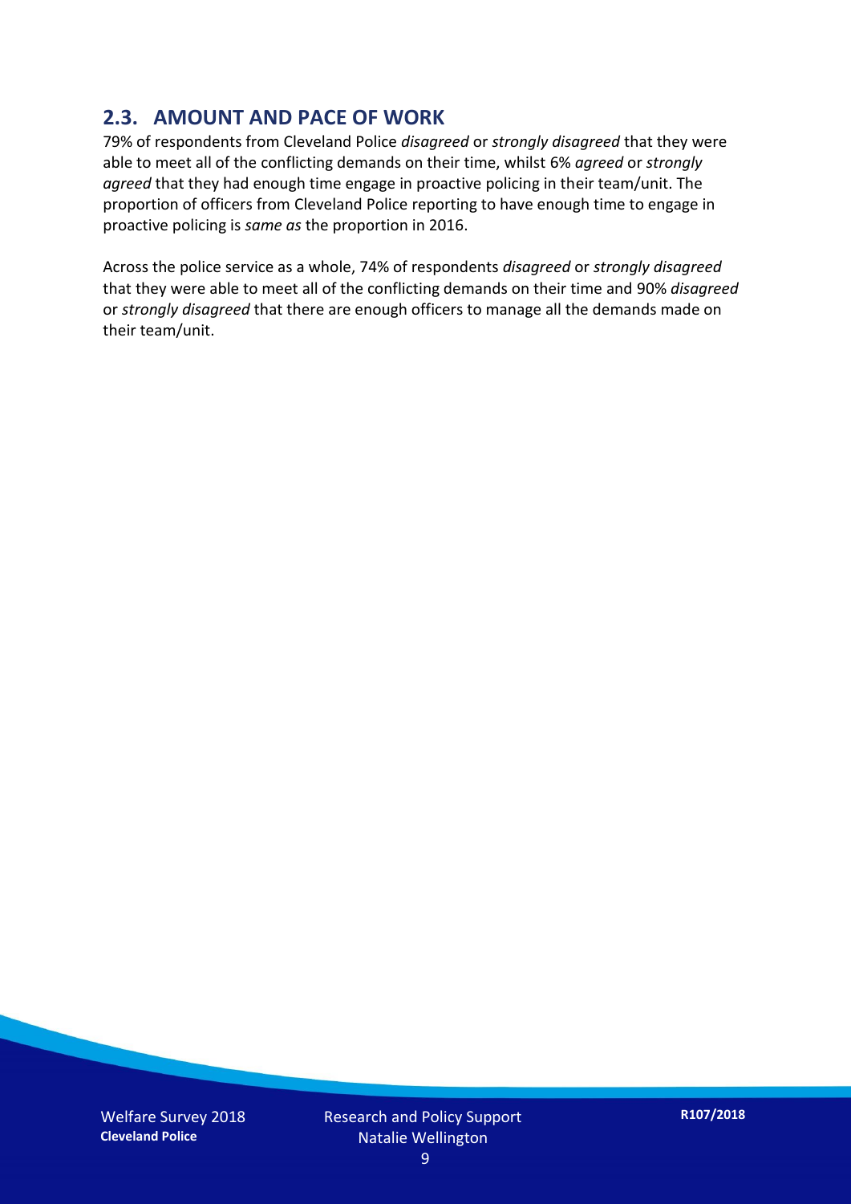## 2.3. AMOUNT AND PACE OF WORK

79% of respondents from Cleveland Police *disagreed* or *strongly disagreed* that they were able to meet all of the conflicting demands on their time, whilst 6% *agreed* or *strongly agreed* that they had enough time engage in proactive policing in their team/unit. The proportion of officers from Cleveland Police reporting to have enough time to engage in proactive policing is *same as* the proportion in 2016.

Across the police service as a whole, 74% of respondents *disagreed* or *strongly disagreed* that they were able to meet all of the conflicting demands on their time and 90% *disagreed* or *strongly disagreed* that there are enough officers to manage all the demands made on their team/unit.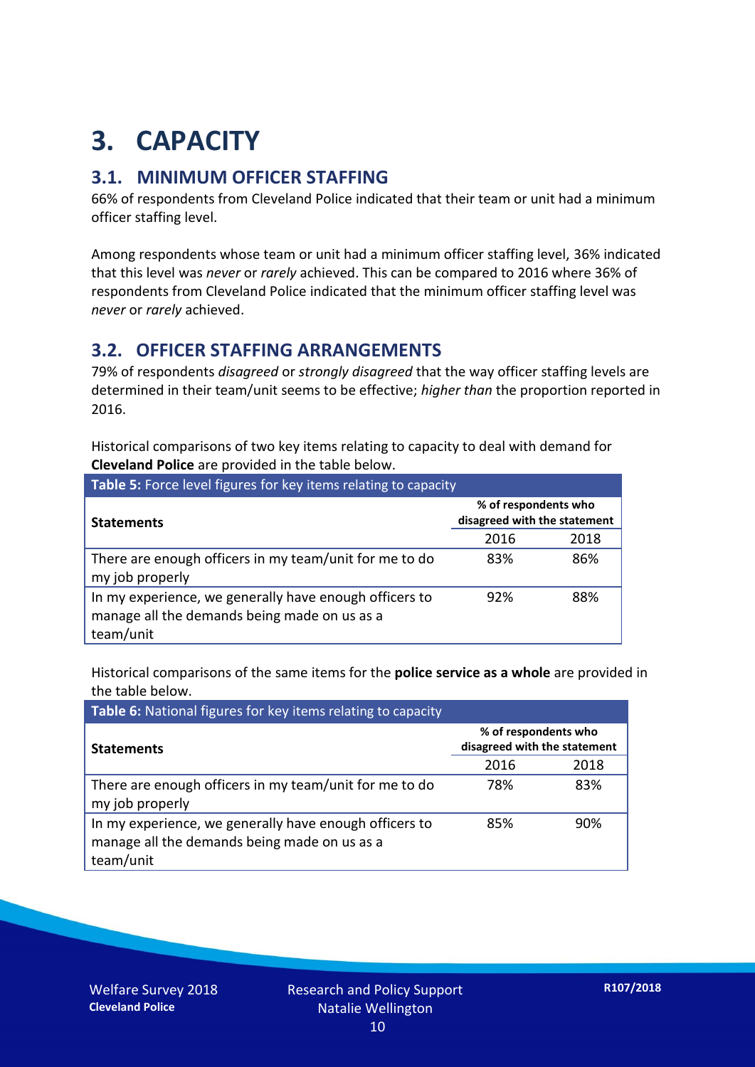# 3. CAPACITY

## 3.1. MINIMUM OFFICER STAFFING

66% of respondents from Cleveland Police indicated that their team or unit had a minimum officer staffing level.

Among respondents whose team or unit had a minimum officer staffing level, 36% indicated that this level was *never* or *rarely* achieved. This can be compared to 2016 where 36% of respondents from Cleveland Police indicated that the minimum officer staffing level was *never* or *rarely* achieved.

## 3.2. OFFICER STAFFING ARRANGEMENTS

79% of respondents *disagreed* or *strongly disagreed* that the way officer staffing levels are determined in their team/unit seems to be effective; *higher than* the proportion reported in 2016.

Historical comparisons of two key items relating to capacity to deal with demand for **Cleveland Police** are provided in the table below.

**Table 5:** Force level figures for key items relating to capacity

| Statements | % of respondents who disagreed with the statement | |
|---|---|---|
| | 2016 | 2018 |
| There are enough officers in my team/unit for me to do my job properly | 83% | 86% |
| In my experience, we generally have enough officers to manage all the demands being made on us as a team/unit | 92% | 88% |

Historical comparisons of the same items for the **police service as a whole** are provided in the table below.

**Table 6:** National figures for key items relating to capacity

| Statements | % of respondents who disagreed with the statement | |
|---|---|---|
| | 2016 | 2018 |
| There are enough officers in my team/unit for me to do my job properly | 78% | 83% |
| In my experience, we generally have enough officers to manage all the demands being made on us as a team/unit | 85% | 90% |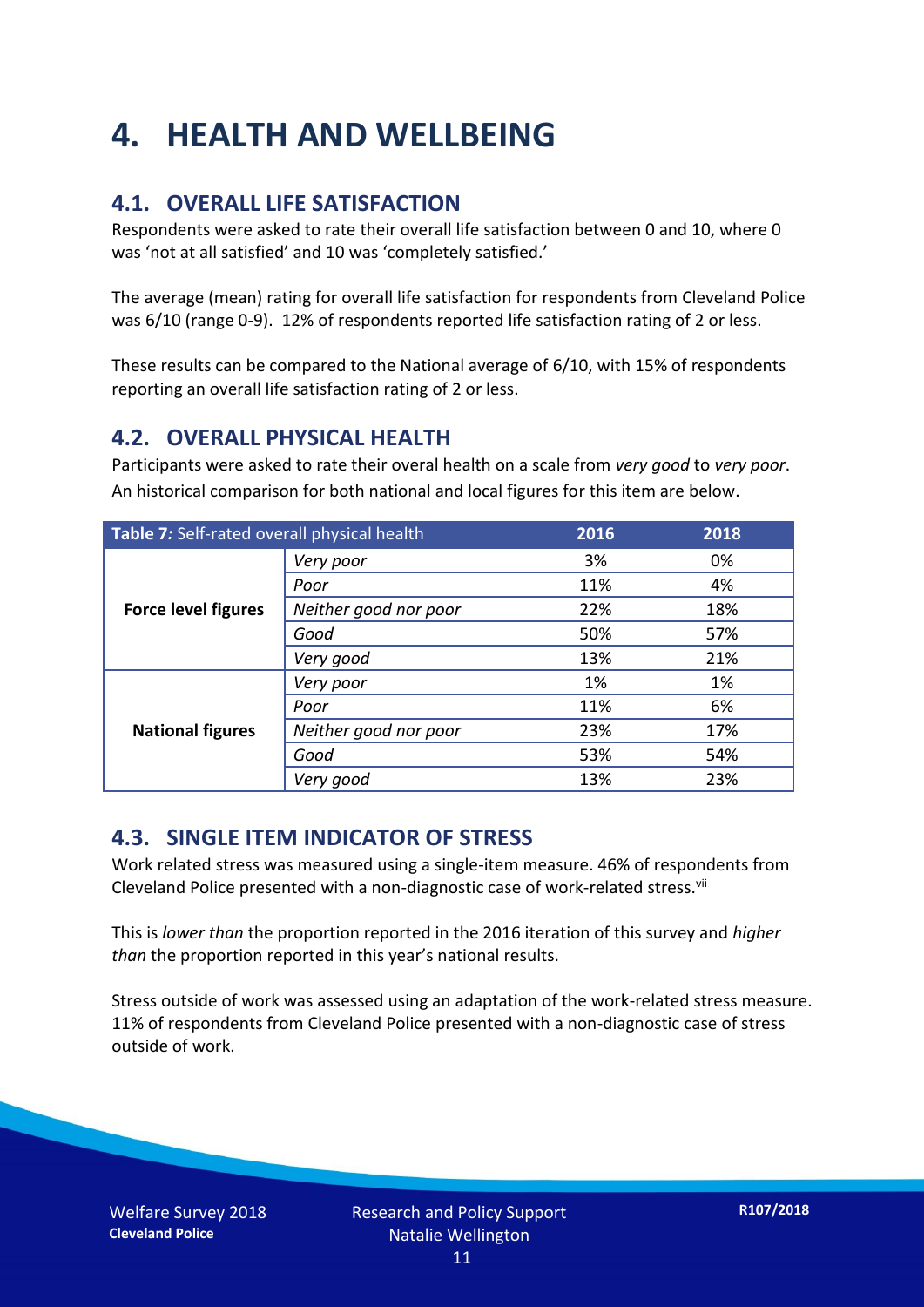# 4. HEALTH AND WELLBEING

## 4.1. OVERALL LIFE SATISFACTION

Respondents were asked to rate their overall life satisfaction between 0 and 10, where 0 was 'not at all satisfied' and 10 was 'completely satisfied.'

The average (mean) rating for overall life satisfaction for respondents from Cleveland Police was 6/10 (range 0-9). 12% of respondents reported life satisfaction rating of 2 or less.

These results can be compared to the National average of 6/10, with 15% of respondents reporting an overall life satisfaction rating of 2 or less.

## 4.2. OVERALL PHYSICAL HEALTH

Participants were asked to rate their overal health on a scale from *very good* to *very poor*. An historical comparison for both national and local figures for this item are below.

| **Table 7:** Self-rated overall physical health | | 2016 | 2018 |
|---|---|---|---|
| **Force level figures** | *Very poor* | 3% | 0% |
| | *Poor* | 11% | 4% |
| | *Neither good nor poor* | 22% | 18% |
| | *Good* | 50% | 57% |
| | *Very good* | 13% | 21% |
| **National figures** | *Very poor* | 1% | 1% |
| | *Poor* | 11% | 6% |
| | *Neither good nor poor* | 23% | 17% |
| | *Good* | 53% | 54% |
| | *Very good* | 13% | 23% |

## 4.3. SINGLE ITEM INDICATOR OF STRESS

Work related stress was measured using a single-item measure. 46% of respondents from Cleveland Police presented with a non-diagnostic case of work-related stress.[vii]

This is *lower than* the proportion reported in the 2016 iteration of this survey and *higher than* the proportion reported in this year's national results.

Stress outside of work was assessed using an adaptation of the work-related stress measure. 11% of respondents from Cleveland Police presented with a non-diagnostic case of stress outside of work.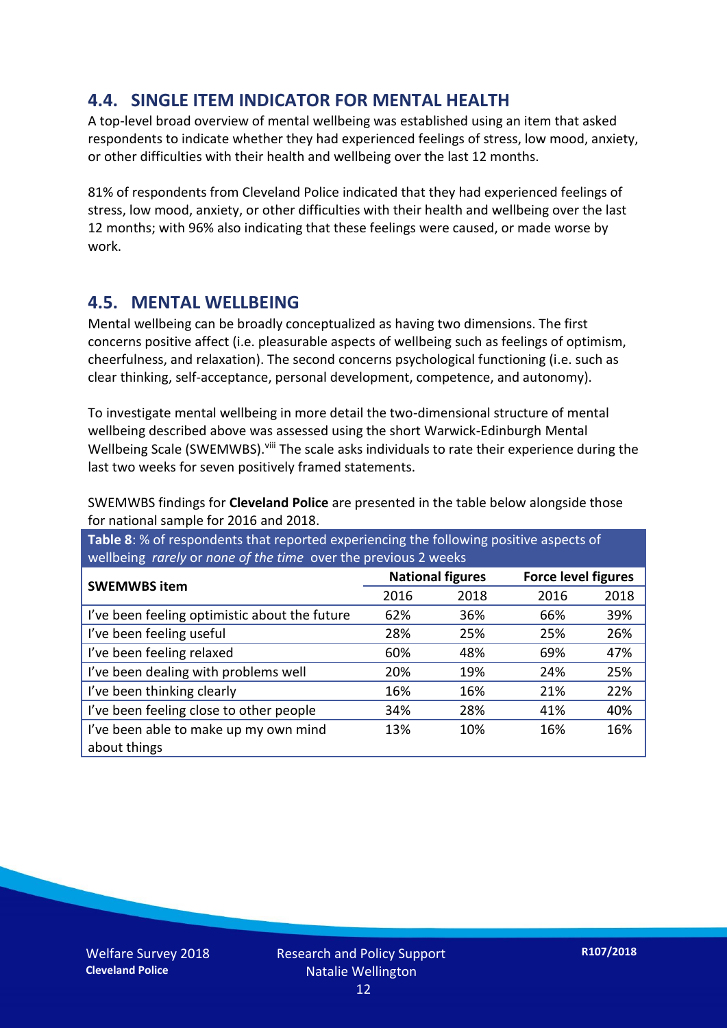## 4.4. SINGLE ITEM INDICATOR FOR MENTAL HEALTH

A top-level broad overview of mental wellbeing was established using an item that asked respondents to indicate whether they had experienced feelings of stress, low mood, anxiety, or other difficulties with their health and wellbeing over the last 12 months.

81% of respondents from Cleveland Police indicated that they had experienced feelings of stress, low mood, anxiety, or other difficulties with their health and wellbeing over the last 12 months; with 96% also indicating that these feelings were caused, or made worse by work.

## 4.5. MENTAL WELLBEING

Mental wellbeing can be broadly conceptualized as having two dimensions. The first concerns positive affect (i.e. pleasurable aspects of wellbeing such as feelings of optimism, cheerfulness, and relaxation). The second concerns psychological functioning (i.e. such as clear thinking, self-acceptance, personal development, competence, and autonomy).

To investigate mental wellbeing in more detail the two-dimensional structure of mental wellbeing described above was assessed using the short Warwick-Edinburgh Mental Wellbeing Scale (SWEMWBS).[viii] The scale asks individuals to rate their experience during the last two weeks for seven positively framed statements.

SWEMWBS findings for **Cleveland Police** are presented in the table below alongside those for national sample for 2016 and 2018.

**Table 8**: % of respondents that reported experiencing the following positive aspects of wellbeing *rarely* or *none of the time* over the previous 2 weeks

| SWEMWBS item | National figures | | Force level figures | |
|---|---|---|---|---|
| | 2016 | 2018 | 2016 | 2018 |
| I've been feeling optimistic about the future | 62% | 36% | 66% | 39% |
| I've been feeling useful | 28% | 25% | 25% | 26% |
| I've been feeling relaxed | 60% | 48% | 69% | 47% |
| I've been dealing with problems well | 20% | 19% | 24% | 25% |
| I've been thinking clearly | 16% | 16% | 21% | 22% |
| I've been feeling close to other people | 34% | 28% | 41% | 40% |
| I've been able to make up my own mind about things | 13% | 10% | 16% | 16% |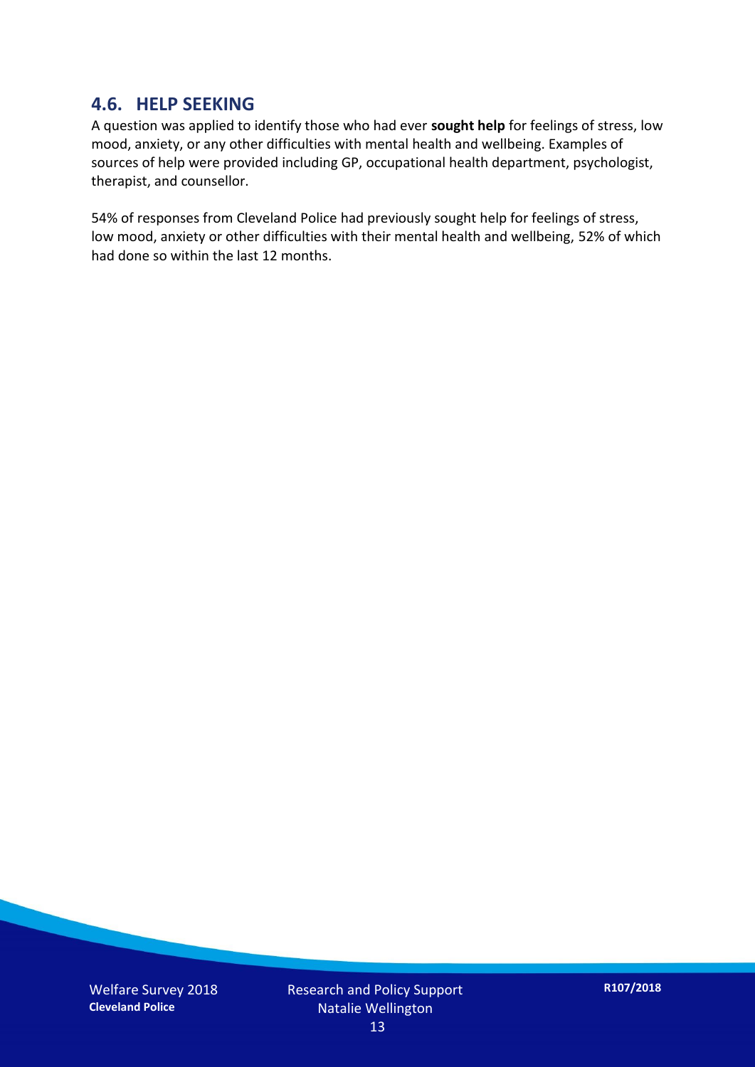## 4.6. HELP SEEKING

A question was applied to identify those who had ever **sought help** for feelings of stress, low mood, anxiety, or any other difficulties with mental health and wellbeing. Examples of sources of help were provided including GP, occupational health department, psychologist, therapist, and counsellor.

54% of responses from Cleveland Police had previously sought help for feelings of stress, low mood, anxiety or other difficulties with their mental health and wellbeing, 52% of which had done so within the last 12 months.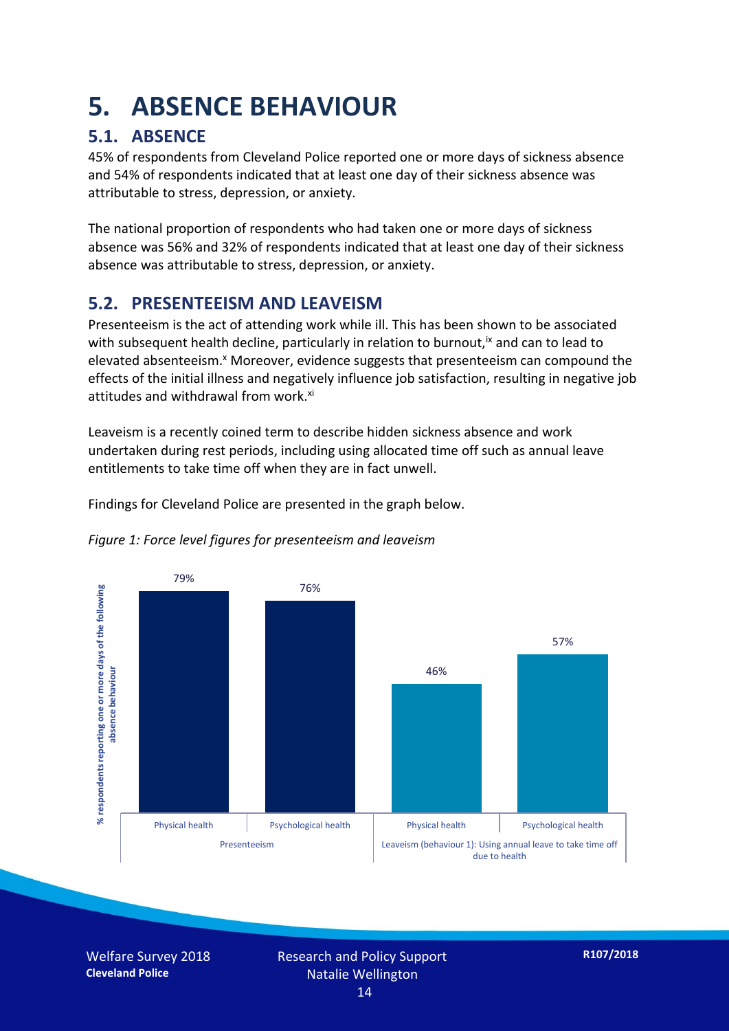# 5. ABSENCE BEHAVIOUR

## 5.1. ABSENCE

45% of respondents from Cleveland Police reported one or more days of sickness absence and 54% of respondents indicated that at least one day of their sickness absence was attributable to stress, depression, or anxiety.

The national proportion of respondents who had taken one or more days of sickness absence was 56% and 32% of respondents indicated that at least one day of their sickness absence was attributable to stress, depression, or anxiety.

## 5.2. PRESENTEEISM AND LEAVEISM

Presenteeism is the act of attending work while ill. This has been shown to be associated with subsequent health decline, particularly in relation to burnout,[ix] and can to lead to elevated absenteeism.[x] Moreover, evidence suggests that presenteeism can compound the effects of the initial illness and negatively influence job satisfaction, resulting in negative job attitudes and withdrawal from work.[xi]

Leaveism is a recently coined term to describe hidden sickness absence and work undertaken during rest periods, including using allocated time off such as annual leave entitlements to take time off when they are in fact unwell.

Findings for Cleveland Police are presented in the graph below.

*Figure 1: Force level figures for presenteeism and leaveism*

| | | % respondents reporting one or more days of the following absence behaviour |
|---|---|---|
| Presenteeism | Physical health | 79% |
| | Psychological health | 76% |
| Leaveism (behaviour 1): Using annual leave to take time off due to health | Physical health | 46% |
| | Psychological health | 57% |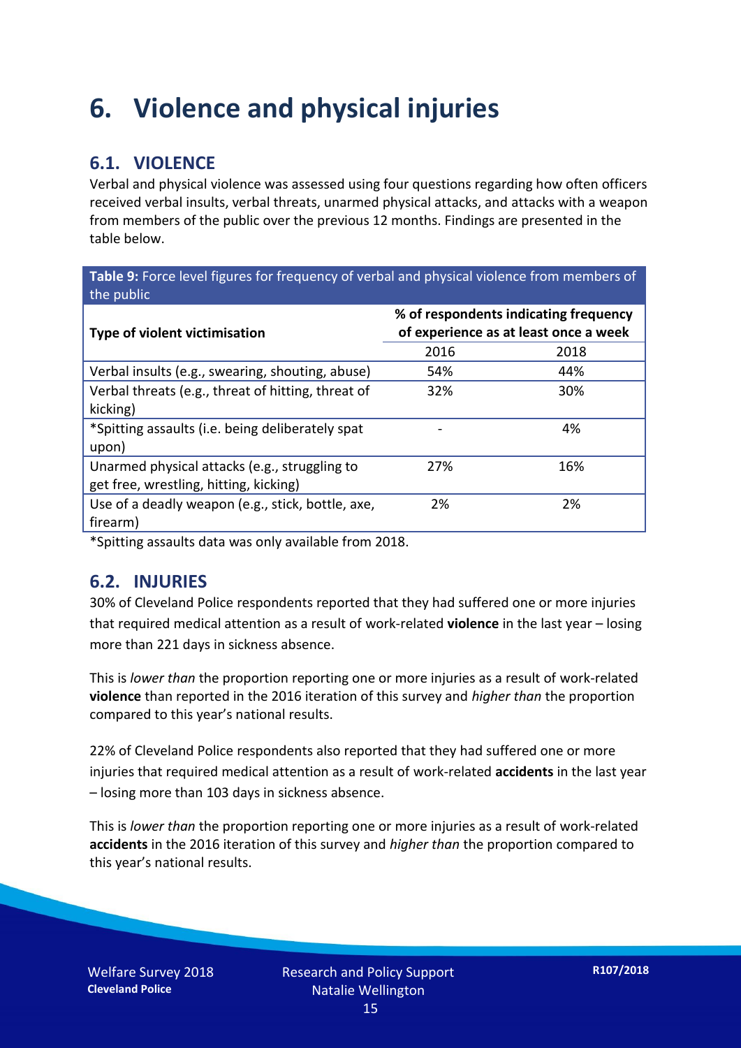# 6. Violence and physical injuries

## 6.1. VIOLENCE

Verbal and physical violence was assessed using four questions regarding how often officers received verbal insults, verbal threats, unarmed physical attacks, and attacks with a weapon from members of the public over the previous 12 months. Findings are presented in the table below.

**Table 9:** Force level figures for frequency of verbal and physical violence from members of the public

| Type of violent victimisation | % of respondents indicating frequency of experience as at least once a week | |
|---|---|---|
| | 2016 | 2018 |
| Verbal insults (e.g., swearing, shouting, abuse) | 54% | 44% |
| Verbal threats (e.g., threat of hitting, threat of kicking) | 32% | 30% |
| *Spitting assaults (i.e. being deliberately spat upon) | - | 4% |
| Unarmed physical attacks (e.g., struggling to get free, wrestling, hitting, kicking) | 27% | 16% |
| Use of a deadly weapon (e.g., stick, bottle, axe, firearm) | 2% | 2% |

*Spitting assaults data was only available from 2018.

## 6.2. INJURIES

30% of Cleveland Police respondents reported that they had suffered one or more injuries that required medical attention as a result of work-related **violence** in the last year – losing more than 221 days in sickness absence.

This is *lower than* the proportion reporting one or more injuries as a result of work-related **violence** than reported in the 2016 iteration of this survey and *higher than* the proportion compared to this year's national results.

22% of Cleveland Police respondents also reported that they had suffered one or more injuries that required medical attention as a result of work-related **accidents** in the last year – losing more than 103 days in sickness absence.

This is *lower than* the proportion reporting one or more injuries as a result of work-related **accidents** in the 2016 iteration of this survey and *higher than* the proportion compared to this year's national results.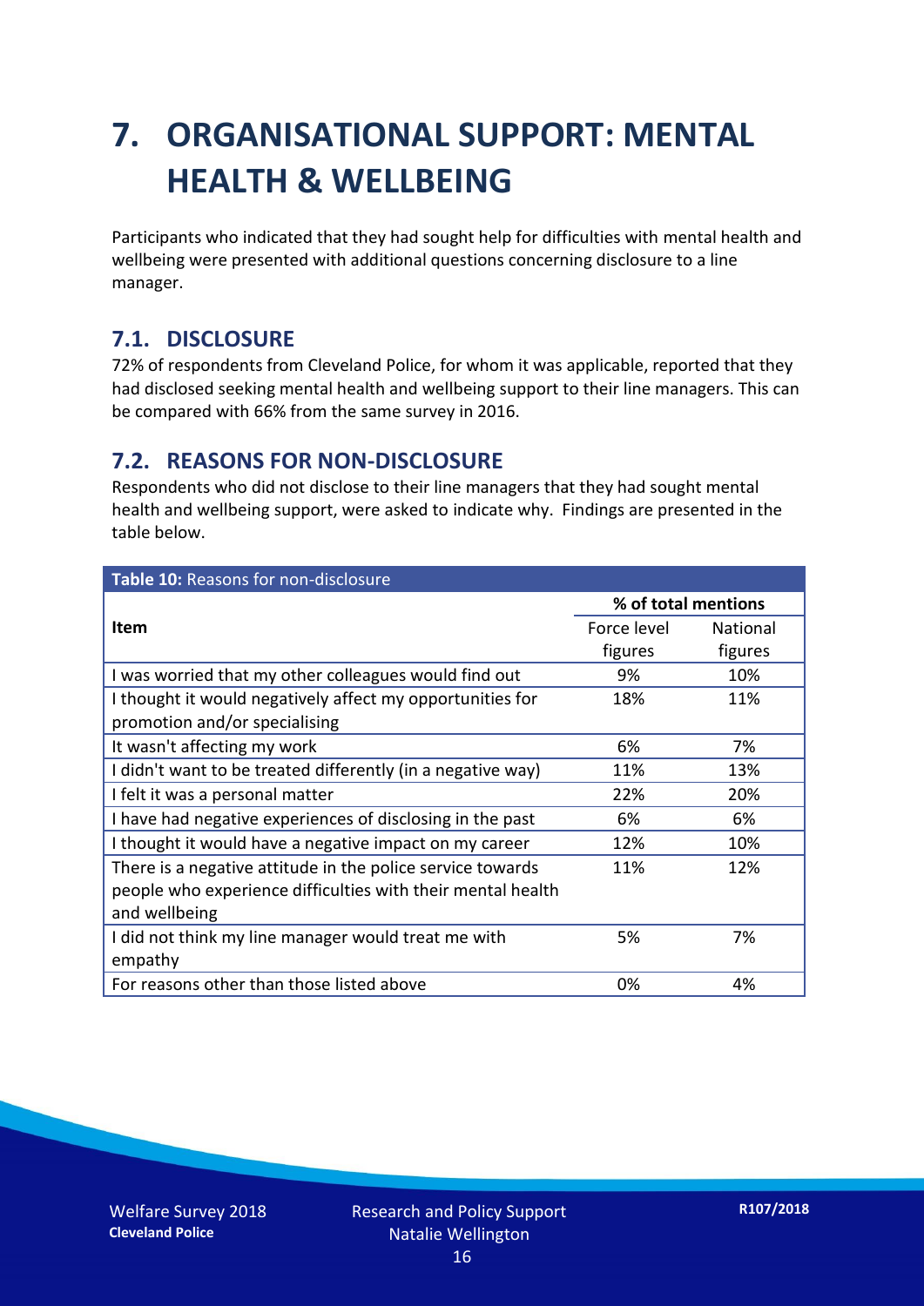# 7. ORGANISATIONAL SUPPORT: MENTAL HEALTH & WELLBEING

Participants who indicated that they had sought help for difficulties with mental health and wellbeing were presented with additional questions concerning disclosure to a line manager.

## 7.1. DISCLOSURE

72% of respondents from Cleveland Police, for whom it was applicable, reported that they had disclosed seeking mental health and wellbeing support to their line managers. This can be compared with 66% from the same survey in 2016.

## 7.2. REASONS FOR NON-DISCLOSURE

Respondents who did not disclose to their line managers that they had sought mental health and wellbeing support, were asked to indicate why. Findings are presented in the table below.

**Table 10:** Reasons for non-disclosure

| Item | % of total mentions | |
|---|---|---|
| | Force level figures | National figures |
| I was worried that my other colleagues would find out | 9% | 10% |
| I thought it would negatively affect my opportunities for promotion and/or specialising | 18% | 11% |
| It wasn't affecting my work | 6% | 7% |
| I didn't want to be treated differently (in a negative way) | 11% | 13% |
| I felt it was a personal matter | 22% | 20% |
| I have had negative experiences of disclosing in the past | 6% | 6% |
| I thought it would have a negative impact on my career | 12% | 10% |
| There is a negative attitude in the police service towards people who experience difficulties with their mental health and wellbeing | 11% | 12% |
| I did not think my line manager would treat me with empathy | 5% | 7% |
| For reasons other than those listed above | 0% | 4% |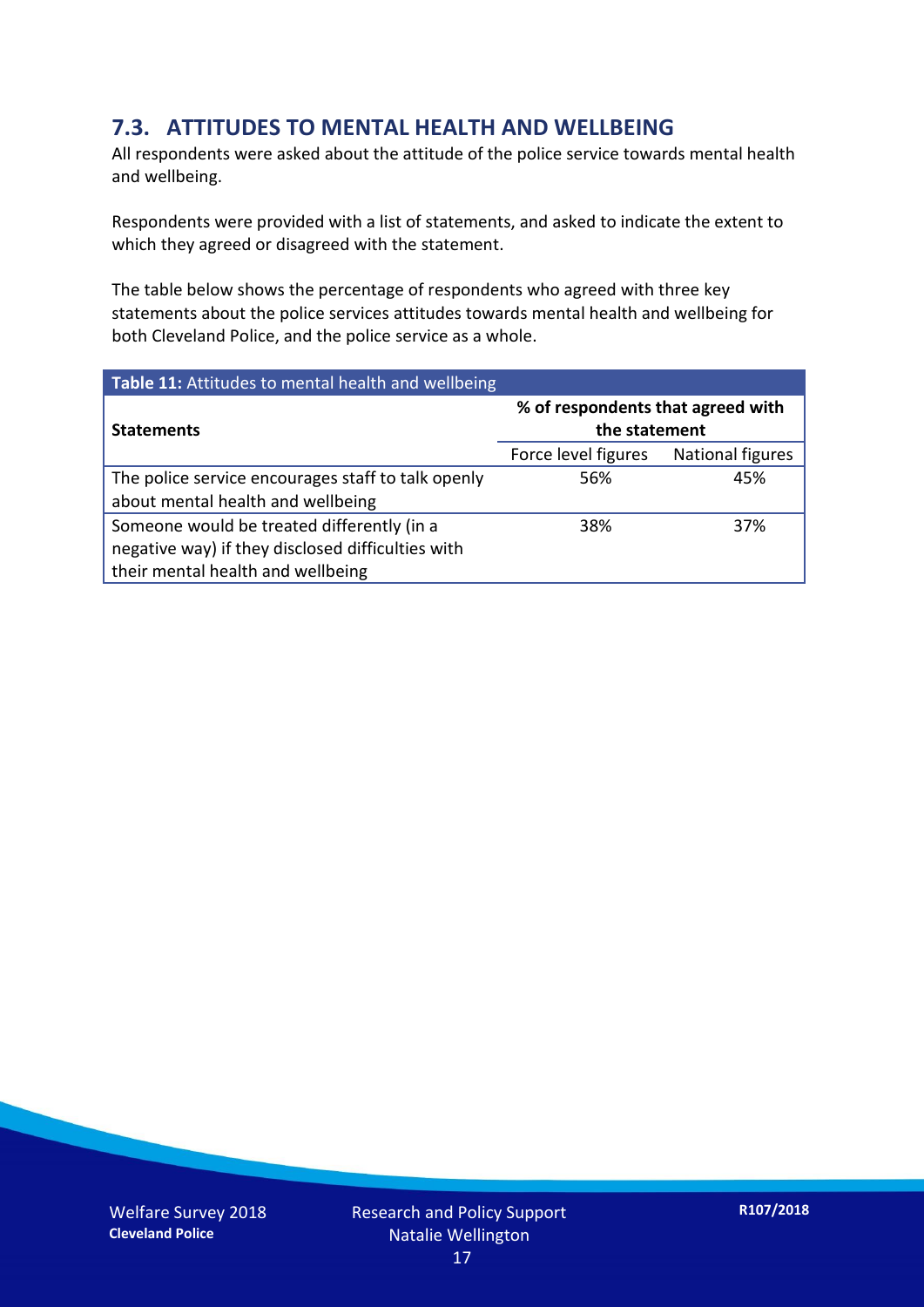## 7.3. ATTITUDES TO MENTAL HEALTH AND WELLBEING

All respondents were asked about the attitude of the police service towards mental health and wellbeing.

Respondents were provided with a list of statements, and asked to indicate the extent to which they agreed or disagreed with the statement.

The table below shows the percentage of respondents who agreed with three key statements about the police services attitudes towards mental health and wellbeing for both Cleveland Police, and the police service as a whole.

**Table 11:** Attitudes to mental health and wellbeing

| Statements | % of respondents that agreed with the statement | |
|---|---|---|
| | Force level figures | National figures |
| The police service encourages staff to talk openly about mental health and wellbeing | 56% | 45% |
| Someone would be treated differently (in a negative way) if they disclosed difficulties with their mental health and wellbeing | 38% | 37% |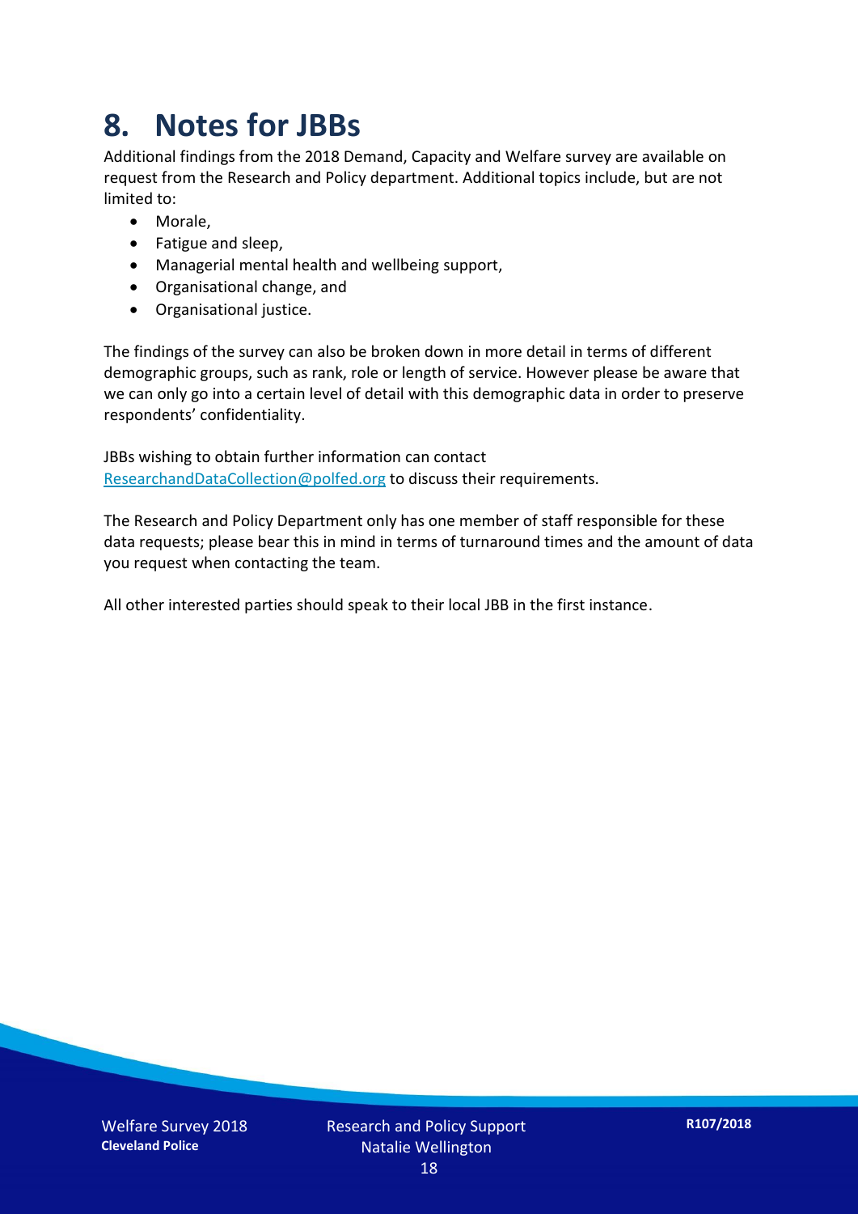# 8. Notes for JBBs

Additional findings from the 2018 Demand, Capacity and Welfare survey are available on request from the Research and Policy department. Additional topics include, but are not limited to:

- Morale,
- Fatigue and sleep,
- Managerial mental health and wellbeing support,
- Organisational change, and
- Organisational justice.

The findings of the survey can also be broken down in more detail in terms of different demographic groups, such as rank, role or length of service. However please be aware that we can only go into a certain level of detail with this demographic data in order to preserve respondents' confidentiality.

JBBs wishing to obtain further information can contact ResearchandDataCollection@polfed.org to discuss their requirements.

The Research and Policy Department only has one member of staff responsible for these data requests; please bear this in mind in terms of turnaround times and the amount of data you request when contacting the team.

All other interested parties should speak to their local JBB in the first instance.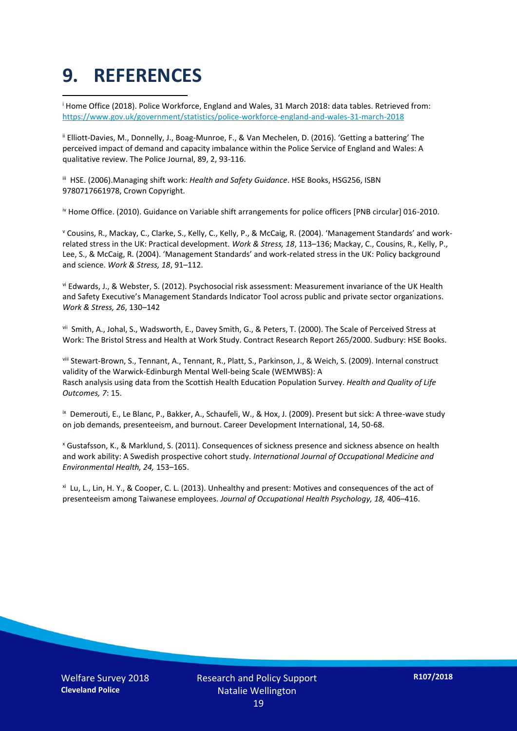# 9. REFERENCES

[i] Home Office (2018). Police Workforce, England and Wales, 31 March 2018: data tables. Retrieved from: https://www.gov.uk/government/statistics/police-workforce-england-and-wales-31-march-2018

[ii] Elliott-Davies, M., Donnelly, J., Boag-Munroe, F., & Van Mechelen, D. (2016). 'Getting a battering' The perceived impact of demand and capacity imbalance within the Police Service of England and Wales: A qualitative review. The Police Journal, 89, 2, 93-116.

[iii] HSE. (2006).Managing shift work: *Health and Safety Guidance*. HSE Books, HSG256, ISBN 9780717661978, Crown Copyright.

[iv] Home Office. (2010). Guidance on Variable shift arrangements for police officers [PNB circular] 016-2010.

[v] Cousins, R., Mackay, C., Clarke, S., Kelly, C., Kelly, P., & McCaig, R. (2004). 'Management Standards' and work-related stress in the UK: Practical development. *Work & Stress, 18*, 113–136; Mackay, C., Cousins, R., Kelly, P., Lee, S., & McCaig, R. (2004). 'Management Standards' and work-related stress in the UK: Policy background and science. *Work & Stress, 18*, 91–112.

[vi] Edwards, J., & Webster, S. (2012). Psychosocial risk assessment: Measurement invariance of the UK Health and Safety Executive's Management Standards Indicator Tool across public and private sector organizations. *Work & Stress, 26*, 130–142

[vii] Smith, A., Johal, S., Wadsworth, E., Davey Smith, G., & Peters, T. (2000). The Scale of Perceived Stress at Work: The Bristol Stress and Health at Work Study. Contract Research Report 265/2000. Sudbury: HSE Books.

[viii] Stewart-Brown, S., Tennant, A., Tennant, R., Platt, S., Parkinson, J., & Weich, S. (2009). Internal construct validity of the Warwick-Edinburgh Mental Well-being Scale (WEMWBS): A Rasch analysis using data from the Scottish Health Education Population Survey. *Health and Quality of Life Outcomes, 7*: 15.

[ix] Demerouti, E., Le Blanc, P., Bakker, A., Schaufeli, W., & Hox, J. (2009). Present but sick: A three-wave study on job demands, presenteeism, and burnout. Career Development International, 14, 50-68.

[x] Gustafsson, K., & Marklund, S. (2011). Consequences of sickness presence and sickness absence on health and work ability: A Swedish prospective cohort study. *International Journal of Occupational Medicine and Environmental Health, 24,* 153–165.

[xi] Lu, L., Lin, H. Y., & Cooper, C. L. (2013). Unhealthy and present: Motives and consequences of the act of presenteeism among Taiwanese employees. *Journal of Occupational Health Psychology, 18,* 406–416.